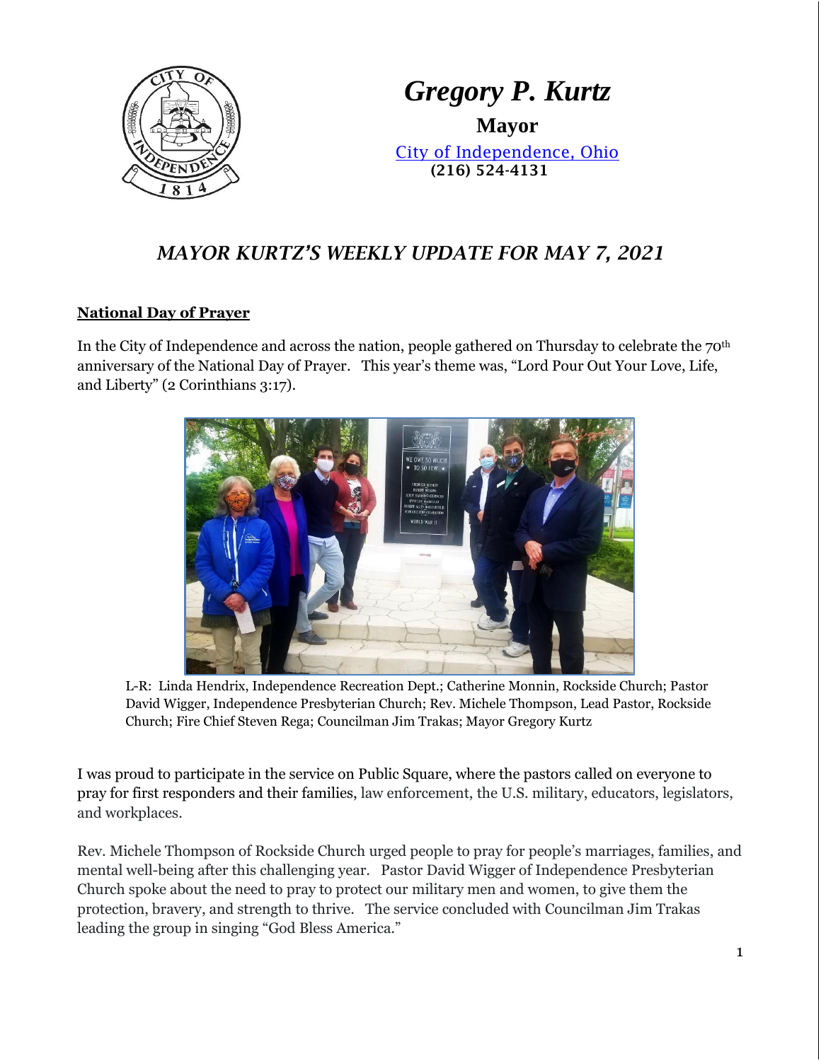# *Gregory P. Kurtz*

**Mayor**

City of Independence, Ohio

**(216) 524-4131**

## *MAYOR KURTZ'S WEEKLY UPDATE FOR MAY 7, 2021*

### National Day of Prayer

In the City of Independence and across the nation, people gathered on Thursday to celebrate the 70th anniversary of the National Day of Prayer. This year's theme was, "Lord Pour Out Your Love, Life, and Liberty" (2 Corinthians 3:17).

L-R: Linda Hendrix, Independence Recreation Dept.; Catherine Monnin, Rockside Church; Pastor David Wigger, Independence Presbyterian Church; Rev. Michele Thompson, Lead Pastor, Rockside Church; Fire Chief Steven Rega; Councilman Jim Trakas; Mayor Gregory Kurtz

I was proud to participate in the service on Public Square, where the pastors called on everyone to pray for first responders and their families, law enforcement, the U.S. military, educators, legislators, and workplaces.

Rev. Michele Thompson of Rockside Church urged people to pray for people's marriages, families, and mental well-being after this challenging year. Pastor David Wigger of Independence Presbyterian Church spoke about the need to pray to protect our military men and women, to give them the protection, bravery, and strength to thrive. The service concluded with Councilman Jim Trakas leading the group in singing "God Bless America."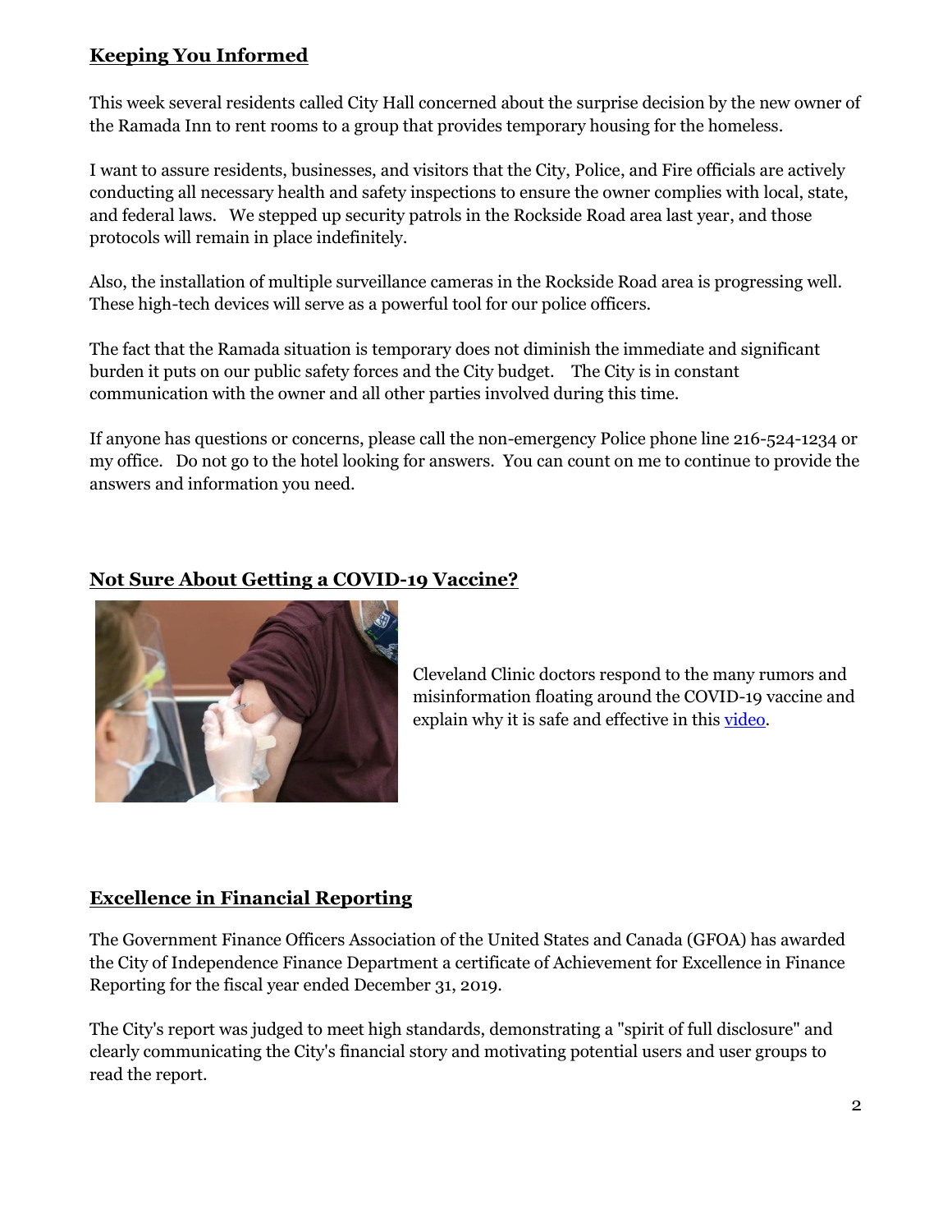## Keeping You Informed

This week several residents called City Hall concerned about the surprise decision by the new owner of the Ramada Inn to rent rooms to a group that provides temporary housing for the homeless.

I want to assure residents, businesses, and visitors that the City, Police, and Fire officials are actively conducting all necessary health and safety inspections to ensure the owner complies with local, state, and federal laws. We stepped up security patrols in the Rockside Road area last year, and those protocols will remain in place indefinitely.

Also, the installation of multiple surveillance cameras in the Rockside Road area is progressing well. These high-tech devices will serve as a powerful tool for our police officers.

The fact that the Ramada situation is temporary does not diminish the immediate and significant burden it puts on our public safety forces and the City budget. The City is in constant communication with the owner and all other parties involved during this time.

If anyone has questions or concerns, please call the non-emergency Police phone line 216-524-1234 or my office. Do not go to the hotel looking for answers. You can count on me to continue to provide the answers and information you need.

## Not Sure About Getting a COVID-19 Vaccine?

Cleveland Clinic doctors respond to the many rumors and misinformation floating around the COVID-19 vaccine and explain why it is safe and effective in this video.

## Excellence in Financial Reporting

The Government Finance Officers Association of the United States and Canada (GFOA) has awarded the City of Independence Finance Department a certificate of Achievement for Excellence in Finance Reporting for the fiscal year ended December 31, 2019.

The City's report was judged to meet high standards, demonstrating a "spirit of full disclosure" and clearly communicating the City's financial story and motivating potential users and user groups to read the report.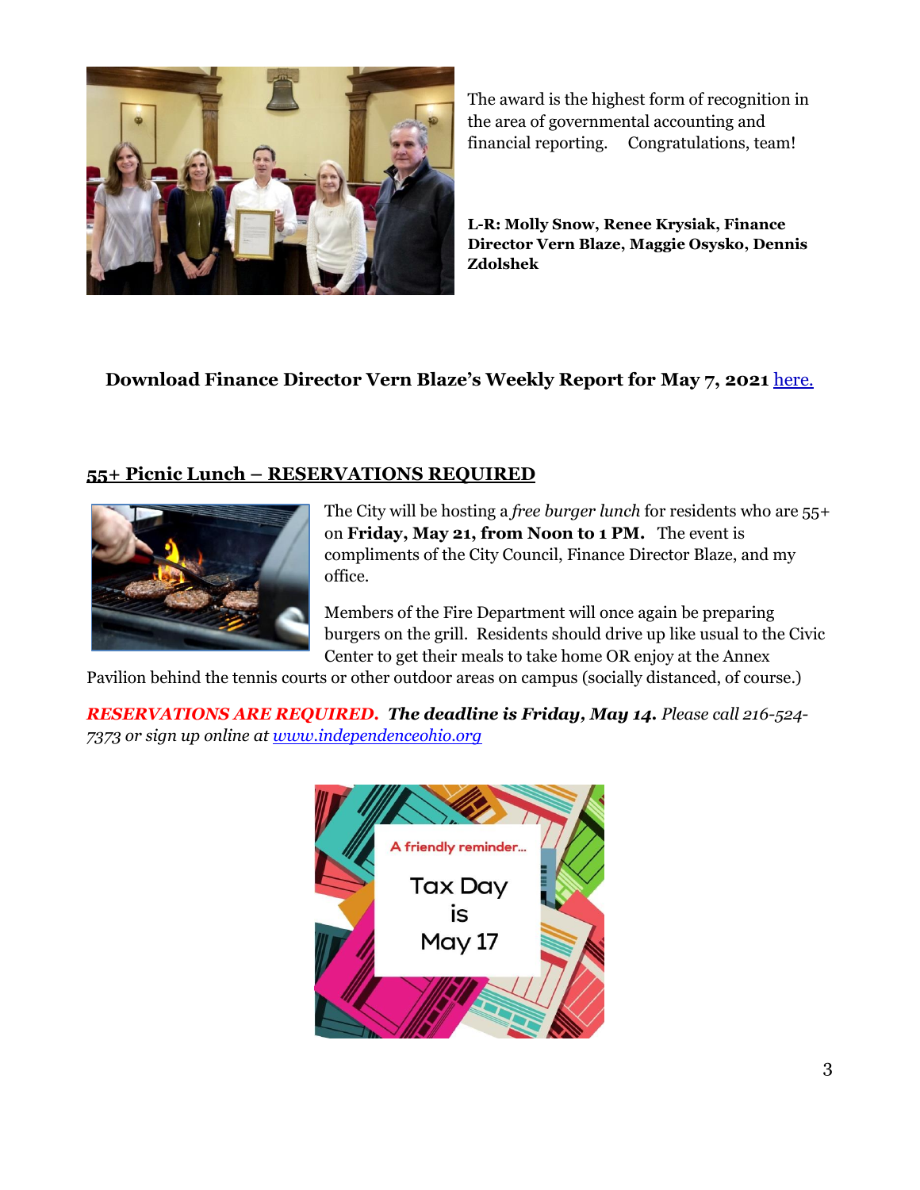The award is the highest form of recognition in the area of governmental accounting and financial reporting. Congratulations, team!

**L-R: Molly Snow, Renee Krysiak, Finance Director Vern Blaze, Maggie Osysko, Dennis Zdolshek**

**Download Finance Director Vern Blaze's Weekly Report for May 7, 2021** here.

## 55+ Picnic Lunch – RESERVATIONS REQUIRED

The City will be hosting a *free burger lunch* for residents who are 55+ on **Friday, May 21, from Noon to 1 PM.** The event is compliments of the City Council, Finance Director Blaze, and my office.

Members of the Fire Department will once again be preparing burgers on the grill. Residents should drive up like usual to the Civic Center to get their meals to take home OR enjoy at the Annex Pavilion behind the tennis courts or other outdoor areas on campus (socially distanced, of course.)

***RESERVATIONS ARE REQUIRED. The deadline is Friday, May 14.*** *Please call 216-524-7373 or sign up online at www.independenceohio.org*

A friendly reminder...

Tax Day is May 17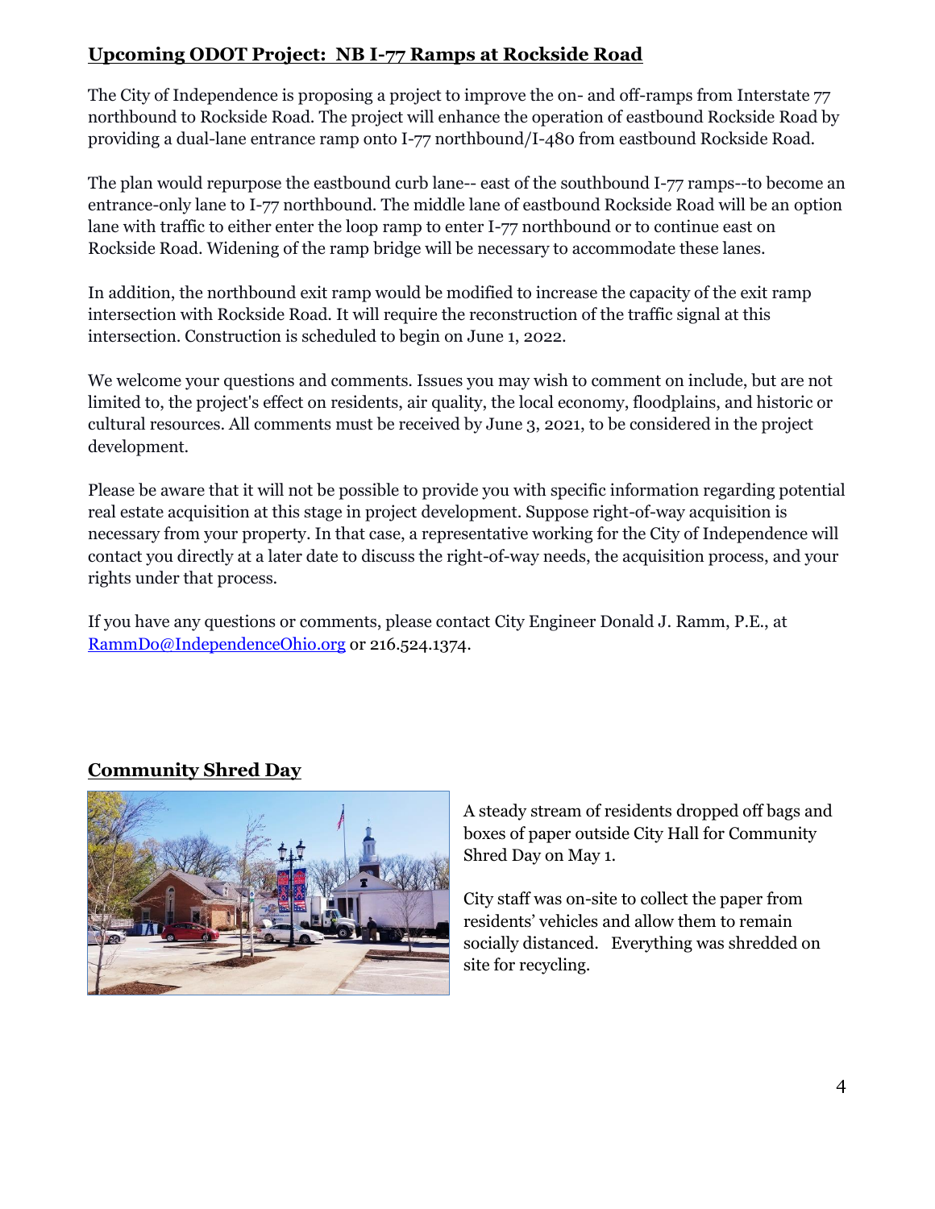## Upcoming ODOT Project: NB I-77 Ramps at Rockside Road

The City of Independence is proposing a project to improve the on- and off-ramps from Interstate 77 northbound to Rockside Road. The project will enhance the operation of eastbound Rockside Road by providing a dual-lane entrance ramp onto I-77 northbound/I-480 from eastbound Rockside Road.

The plan would repurpose the eastbound curb lane-- east of the southbound I-77 ramps--to become an entrance-only lane to I-77 northbound. The middle lane of eastbound Rockside Road will be an option lane with traffic to either enter the loop ramp to enter I-77 northbound or to continue east on Rockside Road. Widening of the ramp bridge will be necessary to accommodate these lanes.

In addition, the northbound exit ramp would be modified to increase the capacity of the exit ramp intersection with Rockside Road. It will require the reconstruction of the traffic signal at this intersection. Construction is scheduled to begin on June 1, 2022.

We welcome your questions and comments. Issues you may wish to comment on include, but are not limited to, the project's effect on residents, air quality, the local economy, floodplains, and historic or cultural resources. All comments must be received by June 3, 2021, to be considered in the project development.

Please be aware that it will not be possible to provide you with specific information regarding potential real estate acquisition at this stage in project development. Suppose right-of-way acquisition is necessary from your property. In that case, a representative working for the City of Independence will contact you directly at a later date to discuss the right-of-way needs, the acquisition process, and your rights under that process.

If you have any questions or comments, please contact City Engineer Donald J. Ramm, P.E., at RammDo@IndependenceOhio.org or 216.524.1374.

## Community Shred Day

A steady stream of residents dropped off bags and boxes of paper outside City Hall for Community Shred Day on May 1.

City staff was on-site to collect the paper from residents' vehicles and allow them to remain socially distanced. Everything was shredded on site for recycling.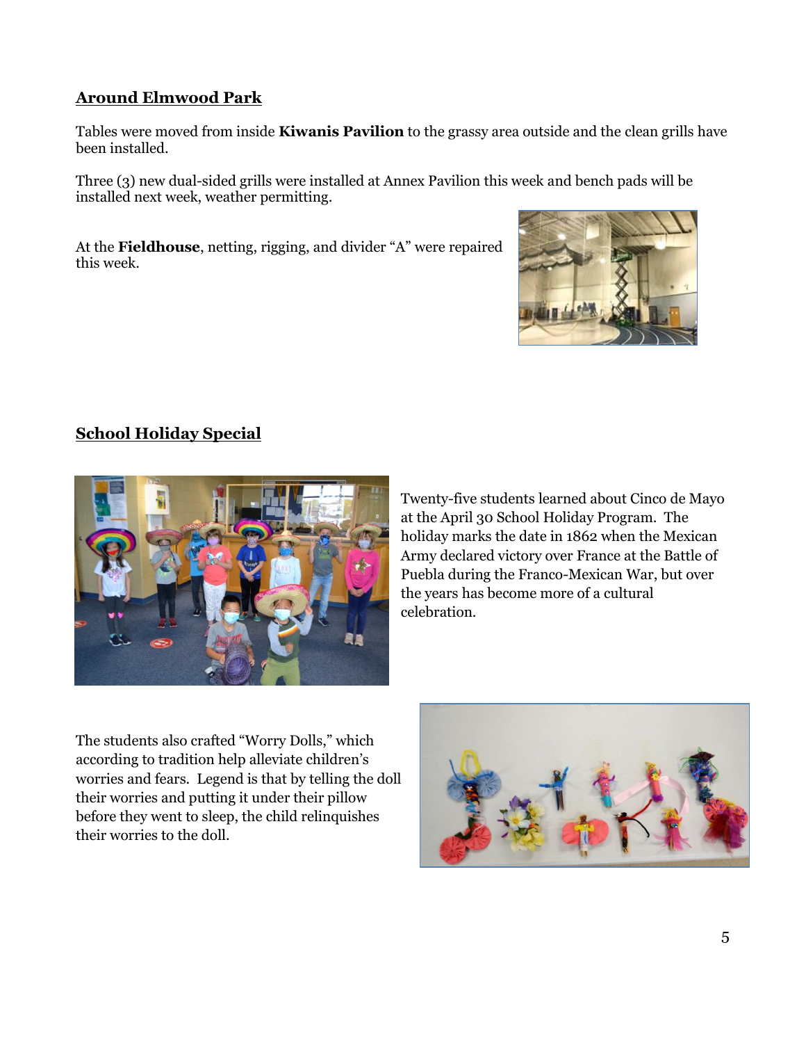## Around Elmwood Park

Tables were moved from inside **Kiwanis Pavilion** to the grassy area outside and the clean grills have been installed.

Three (3) new dual-sided grills were installed at Annex Pavilion this week and bench pads will be installed next week, weather permitting.

At the **Fieldhouse**, netting, rigging, and divider "A" were repaired this week.

## School Holiday Special

Twenty-five students learned about Cinco de Mayo at the April 30 School Holiday Program. The holiday marks the date in 1862 when the Mexican Army declared victory over France at the Battle of Puebla during the Franco-Mexican War, but over the years has become more of a cultural celebration.

The students also crafted "Worry Dolls," which according to tradition help alleviate children's worries and fears. Legend is that by telling the doll their worries and putting it under their pillow before they went to sleep, the child relinquishes their worries to the doll.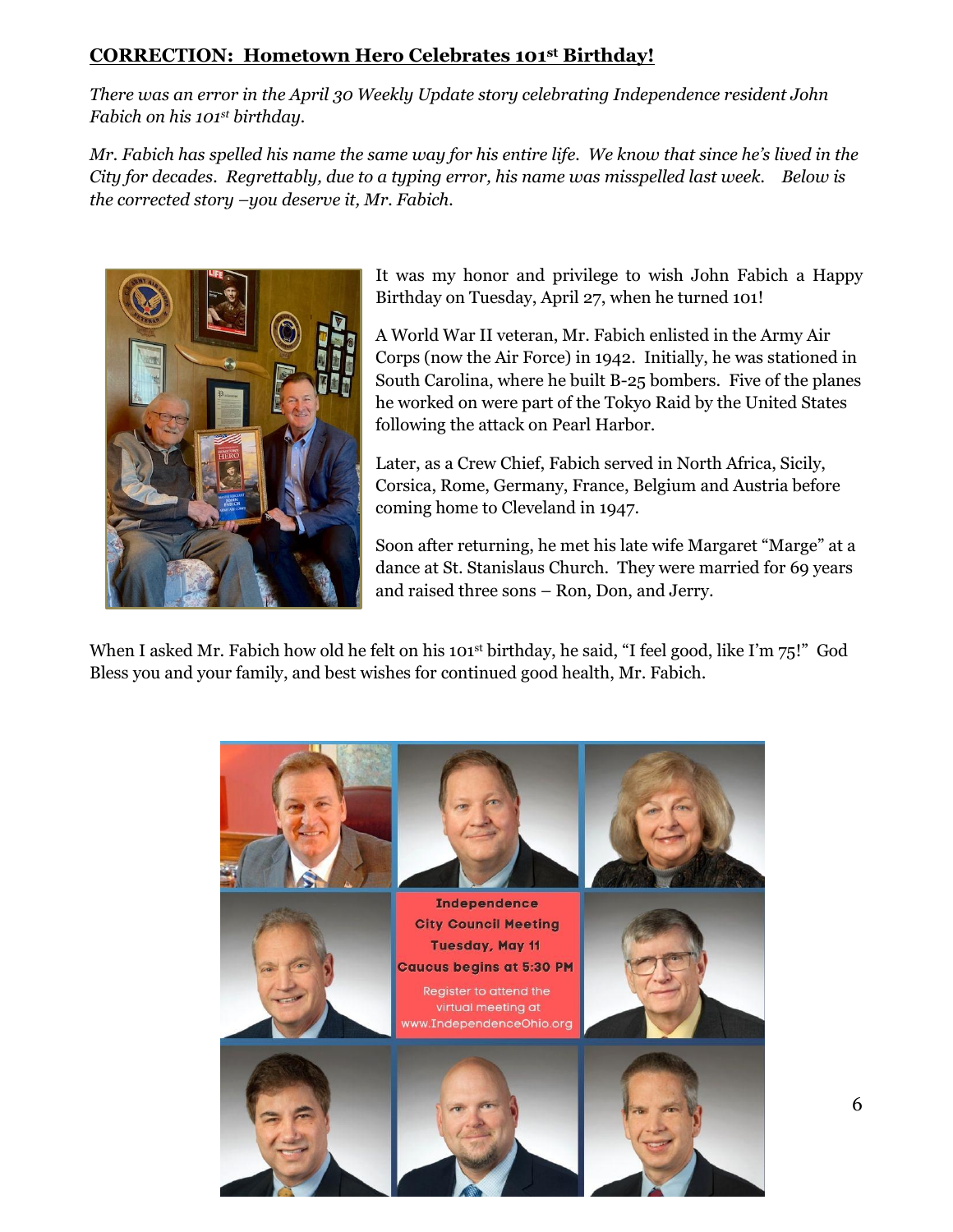**CORRECTION: Hometown Hero Celebrates 101st Birthday!**

*There was an error in the April 30 Weekly Update story celebrating Independence resident John Fabich on his 101st birthday.*

*Mr. Fabich has spelled his name the same way for his entire life. We know that since he's lived in the City for decades. Regrettably, due to a typing error, his name was misspelled last week. Below is the corrected story –you deserve it, Mr. Fabich.*

It was my honor and privilege to wish John Fabich a Happy Birthday on Tuesday, April 27, when he turned 101!

A World War II veteran, Mr. Fabich enlisted in the Army Air Corps (now the Air Force) in 1942. Initially, he was stationed in South Carolina, where he built B-25 bombers. Five of the planes he worked on were part of the Tokyo Raid by the United States following the attack on Pearl Harbor.

Later, as a Crew Chief, Fabich served in North Africa, Sicily, Corsica, Rome, Germany, France, Belgium and Austria before coming home to Cleveland in 1947.

Soon after returning, he met his late wife Margaret "Marge" at a dance at St. Stanislaus Church. They were married for 69 years and raised three sons – Ron, Don, and Jerry.

When I asked Mr. Fabich how old he felt on his 101st birthday, he said, "I feel good, like I'm 75!" God Bless you and your family, and best wishes for continued good health, Mr. Fabich.

Independence
City Council Meeting
Tuesday, May 11
Caucus begins at 5:30 PM

Register to attend the virtual meeting at www.IndependenceOhio.org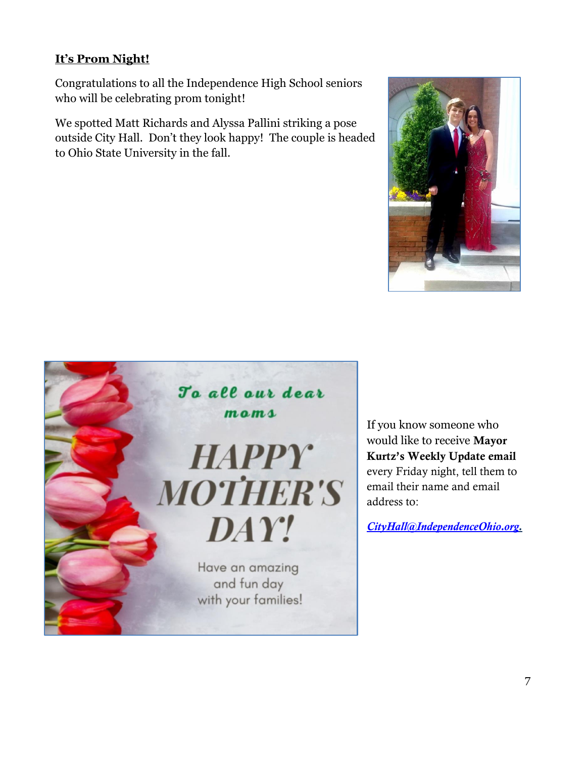**It's Prom Night!**

Congratulations to all the Independence High School seniors who will be celebrating prom tonight!

We spotted Matt Richards and Alyssa Pallini striking a pose outside City Hall. Don't they look happy! The couple is headed to Ohio State University in the fall.

If you know someone who would like to receive **Mayor Kurtz's Weekly Update email** every Friday night, tell them to email their name and email address to:

***CityHall@IndependenceOhio.org.***